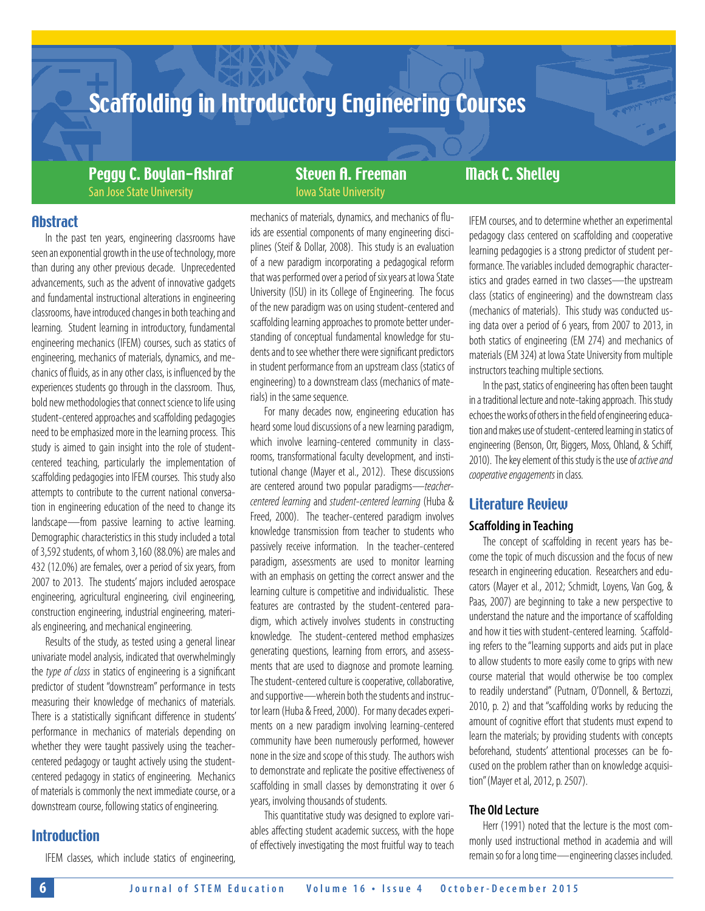# Scaffolding in Introductory Engineering Courses

**Peggy C. Boylan-Ashraf**
San Jose State University

**Steven A. Freeman**
Iowa State University

**Mack C. Shelley**

## Abstract

In the past ten years, engineering classrooms have seen an exponential growth in the use of technology, more than during any other previous decade. Unprecedented advancements, such as the advent of innovative gadgets and fundamental instructional alterations in engineering classrooms, have introduced changes in both teaching and learning. Student learning in introductory, fundamental engineering mechanics (IFEM) courses, such as statics of engineering, mechanics of materials, dynamics, and mechanics of fluids, as in any other class, is influenced by the experiences students go through in the classroom. Thus, bold new methodologies that connect science to life using student-centered approaches and scaffolding pedagogies need to be emphasized more in the learning process. This study is aimed to gain insight into the role of student-centered teaching, particularly the implementation of scaffolding pedagogies into IFEM courses. This study also attempts to contribute to the current national conversation in engineering education of the need to change its landscape—from passive learning to active learning. Demographic characteristics in this study included a total of 3,592 students, of whom 3,160 (88.0%) are males and 432 (12.0%) are females, over a period of six years, from 2007 to 2013. The students' majors included aerospace engineering, agricultural engineering, civil engineering, construction engineering, industrial engineering, materials engineering, and mechanical engineering.

Results of the study, as tested using a general linear univariate model analysis, indicated that overwhelmingly the *type of class* in statics of engineering is a significant predictor of student "downstream" performance in tests measuring their knowledge of mechanics of materials. There is a statistically significant difference in students' performance in mechanics of materials depending on whether they were taught passively using the teacher-centered pedagogy or taught actively using the student-centered pedagogy in statics of engineering. Mechanics of materials is commonly the next immediate course, or a downstream course, following statics of engineering.

## Introduction

IFEM classes, which include statics of engineering, mechanics of materials, dynamics, and mechanics of fluids are essential components of many engineering disciplines (Steif & Dollar, 2008). This study is an evaluation of a new paradigm incorporating a pedagogical reform that was performed over a period of six years at Iowa State University (ISU) in its College of Engineering. The focus of the new paradigm was on using student-centered and scaffolding learning approaches to promote better understanding of conceptual fundamental knowledge for students and to see whether there were significant predictors in student performance from an upstream class (statics of engineering) to a downstream class (mechanics of materials) in the same sequence.

For many decades now, engineering education has heard some loud discussions of a new learning paradigm, which involve learning-centered community in classrooms, transformational faculty development, and institutional change (Mayer et al., 2012). These discussions are centered around two popular paradigms—*teacher-centered learning* and *student-centered learning* (Huba & Freed, 2000). The teacher-centered paradigm involves knowledge transmission from teacher to students who passively receive information. In the teacher-centered paradigm, assessments are used to monitor learning with an emphasis on getting the correct answer and the learning culture is competitive and individualistic. These features are contrasted by the student-centered paradigm, which actively involves students in constructing knowledge. The student-centered method emphasizes generating questions, learning from errors, and assessments that are used to diagnose and promote learning. The student-centered culture is cooperative, collaborative, and supportive—wherein both the students and instructor learn (Huba & Freed, 2000). For many decades experiments on a new paradigm involving learning-centered community have been numerously performed, however none in the size and scope of this study. The authors wish to demonstrate and replicate the positive effectiveness of scaffolding in small classes by demonstrating it over 6 years, involving thousands of students.

This quantitative study was designed to explore variables affecting student academic success, with the hope of effectively investigating the most fruitful way to teach IFEM courses, and to determine whether an experimental pedagogy class centered on scaffolding and cooperative learning pedagogies is a strong predictor of student performance. The variables included demographic characteristics and grades earned in two classes—the upstream class (statics of engineering) and the downstream class (mechanics of materials). This study was conducted using data over a period of 6 years, from 2007 to 2013, in both statics of engineering (EM 274) and mechanics of materials (EM 324) at Iowa State University from multiple instructors teaching multiple sections.

In the past, statics of engineering has often been taught in a traditional lecture and note-taking approach. This study echoes the works of others in the field of engineering education and makes use of student-centered learning in statics of engineering (Benson, Orr, Biggers, Moss, Ohland, & Schiff, 2010). The key element of this study is the use of *active and cooperative engagements* in class.

## Literature Review

### Scaffolding in Teaching

The concept of scaffolding in recent years has become the topic of much discussion and the focus of new research in engineering education. Researchers and educators (Mayer et al., 2012; Schmidt, Loyens, Van Gog, & Paas, 2007) are beginning to take a new perspective to understand the nature and the importance of scaffolding and how it ties with student-centered learning. Scaffolding refers to the "learning supports and aids put in place to allow students to more easily come to grips with new course material that would otherwise be too complex to readily understand" (Putnam, O'Donnell, & Bertozzi, 2010, p. 2) and that "scaffolding works by reducing the amount of cognitive effort that students must expend to learn the materials; by providing students with concepts beforehand, students' attentional processes can be focused on the problem rather than on knowledge acquisition" (Mayer et al, 2012, p. 2507).

### The Old Lecture

Herr (1991) noted that the lecture is the most commonly used instructional method in academia and will remain so for a long time—engineering classes included.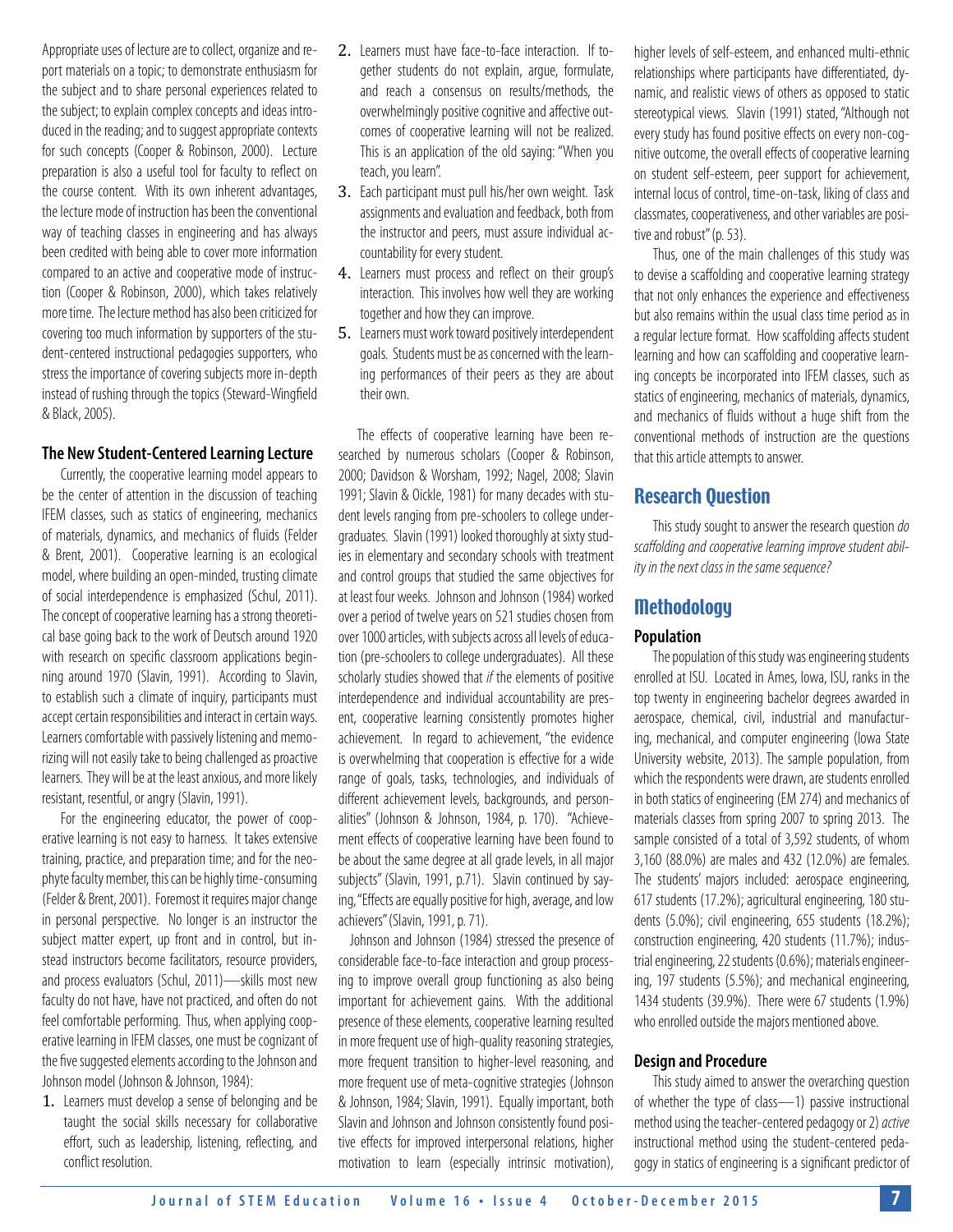Appropriate uses of lecture are to collect, organize and report materials on a topic; to demonstrate enthusiasm for the subject and to share personal experiences related to the subject; to explain complex concepts and ideas introduced in the reading; and to suggest appropriate contexts for such concepts (Cooper & Robinson, 2000). Lecture preparation is also a useful tool for faculty to reflect on the course content. With its own inherent advantages, the lecture mode of instruction has been the conventional way of teaching classes in engineering and has always been credited with being able to cover more information compared to an active and cooperative mode of instruction (Cooper & Robinson, 2000), which takes relatively more time. The lecture method has also been criticized for covering too much information by supporters of the student-centered instructional pedagogies supporters, who stress the importance of covering subjects more in-depth instead of rushing through the topics (Steward-Wingfield & Black, 2005).

### The New Student-Centered Learning Lecture

Currently, the cooperative learning model appears to be the center of attention in the discussion of teaching IFEM classes, such as statics of engineering, mechanics of materials, dynamics, and mechanics of fluids (Felder & Brent, 2001). Cooperative learning is an ecological model, where building an open-minded, trusting climate of social interdependence is emphasized (Schul, 2011). The concept of cooperative learning has a strong theoretical base going back to the work of Deutsch around 1920 with research on specific classroom applications beginning around 1970 (Slavin, 1991). According to Slavin, to establish such a climate of inquiry, participants must accept certain responsibilities and interact in certain ways. Learners comfortable with passively listening and memorizing will not easily take to being challenged as proactive learners. They will be at the least anxious, and more likely resistant, resentful, or angry (Slavin, 1991).

For the engineering educator, the power of cooperative learning is not easy to harness. It takes extensive training, practice, and preparation time; and for the neophyte faculty member, this can be highly time-consuming (Felder & Brent, 2001). Foremost it requires major change in personal perspective. No longer is an instructor the subject matter expert, up front and in control, but instead instructors become facilitators, resource providers, and process evaluators (Schul, 2011)—skills most new faculty do not have, have not practiced, and often do not feel comfortable performing. Thus, when applying cooperative learning in IFEM classes, one must be cognizant of the five suggested elements according to the Johnson and Johnson model (Johnson & Johnson, 1984):

1. Learners must develop a sense of belonging and be taught the social skills necessary for collaborative effort, such as leadership, listening, reflecting, and conflict resolution.
2. Learners must have face-to-face interaction. If together students do not explain, argue, formulate, and reach a consensus on results/methods, the overwhelmingly positive cognitive and affective outcomes of cooperative learning will not be realized. This is an application of the old saying: "When you teach, you learn".
3. Each participant must pull his/her own weight. Task assignments and evaluation and feedback, both from the instructor and peers, must assure individual accountability for every student.
4. Learners must process and reflect on their group's interaction. This involves how well they are working together and how they can improve.
5. Learners must work toward positively interdependent goals. Students must be as concerned with the learning performances of their peers as they are about their own.

The effects of cooperative learning have been researched by numerous scholars (Cooper & Robinson, 2000; Davidson & Worsham, 1992; Nagel, 2008; Slavin 1991; Slavin & Oickle, 1981) for many decades with student levels ranging from pre-schoolers to college undergraduates. Slavin (1991) looked thoroughly at sixty studies in elementary and secondary schools with treatment and control groups that studied the same objectives for at least four weeks. Johnson and Johnson (1984) worked over a period of twelve years on 521 studies chosen from over 1000 articles, with subjects across all levels of education (pre-schoolers to college undergraduates). All these scholarly studies showed that *if* the elements of positive interdependence and individual accountability are present, cooperative learning consistently promotes higher achievement. In regard to achievement, "the evidence is overwhelming that cooperation is effective for a wide range of goals, tasks, technologies, and individuals of different achievement levels, backgrounds, and personalities" (Johnson & Johnson, 1984, p. 170). "Achievement effects of cooperative learning have been found to be about the same degree at all grade levels, in all major subjects" (Slavin, 1991, p.71). Slavin continued by saying, "Effects are equally positive for high, average, and low achievers" (Slavin, 1991, p. 71).

Johnson and Johnson (1984) stressed the presence of considerable face-to-face interaction and group processing to improve overall group functioning as also being important for achievement gains. With the additional presence of these elements, cooperative learning resulted in more frequent use of high-quality reasoning strategies, more frequent transition to higher-level reasoning, and more frequent use of meta-cognitive strategies (Johnson & Johnson, 1984; Slavin, 1991). Equally important, both Slavin and Johnson and Johnson consistently found positive effects for improved interpersonal relations, higher motivation to learn (especially intrinsic motivation), higher levels of self-esteem, and enhanced multi-ethnic relationships where participants have differentiated, dynamic, and realistic views of others as opposed to static stereotypical views. Slavin (1991) stated, "Although not every study has found positive effects on every non-cognitive outcome, the overall effects of cooperative learning on student self-esteem, peer support for achievement, internal locus of control, time-on-task, liking of class and classmates, cooperativeness, and other variables are positive and robust" (p. 53).

Thus, one of the main challenges of this study was to devise a scaffolding and cooperative learning strategy that not only enhances the experience and effectiveness but also remains within the usual class time period as in a regular lecture format. How scaffolding affects student learning and how can scaffolding and cooperative learning concepts be incorporated into IFEM classes, such as statics of engineering, mechanics of materials, dynamics, and mechanics of fluids without a huge shift from the conventional methods of instruction are the questions that this article attempts to answer.

## Research Question

This study sought to answer the research question *do scaffolding and cooperative learning improve student ability in the next class in the same sequence?*

## Methodology

### Population

The population of this study was engineering students enrolled at ISU. Located in Ames, Iowa, ISU, ranks in the top twenty in engineering bachelor degrees awarded in aerospace, chemical, civil, industrial and manufacturing, mechanical, and computer engineering (Iowa State University website, 2013). The sample population, from which the respondents were drawn, are students enrolled in both statics of engineering (EM 274) and mechanics of materials classes from spring 2007 to spring 2013. The sample consisted of a total of 3,592 students, of whom 3,160 (88.0%) are males and 432 (12.0%) are females. The students' majors included: aerospace engineering, 617 students (17.2%); agricultural engineering, 180 students (5.0%); civil engineering, 655 students (18.2%); construction engineering, 420 students (11.7%); industrial engineering, 22 students (0.6%); materials engineering, 197 students (5.5%); and mechanical engineering, 1434 students (39.9%). There were 67 students (1.9%) who enrolled outside the majors mentioned above.

### Design and Procedure

This study aimed to answer the overarching question of whether the type of class—1) passive instructional method using the teacher-centered pedagogy or 2) *active* instructional method using the student-centered pedagogy in statics of engineering is a significant predictor of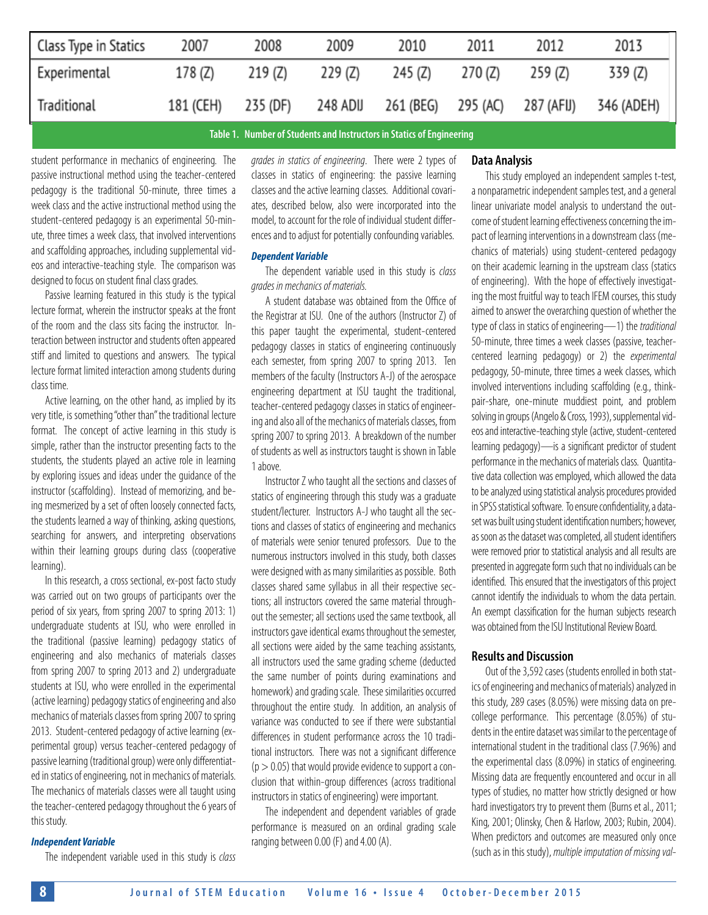| Class Type in Statics | 2007 | 2008 | 2009 | 2010 | 2011 | 2012 | 2013 |
|---|---|---|---|---|---|---|---|
| Experimental | 178 (Z) | 219 (Z) | 229 (Z) | 245 (Z) | 270 (Z) | 259 (Z) | 339 (Z) |
| Traditional | 181 (CEH) | 235 (DF) | 248 ADIJ | 261 (BEG) | 295 (AC) | 287 (AFIJ) | 346 (ADEH) |

**Table 1. Number of Students and Instructors in Statics of Engineering**

student performance in mechanics of engineering. The passive instructional method using the teacher-centered pedagogy is the traditional 50-minute, three times a week class and the active instructional method using the student-centered pedagogy is an experimental 50-minute, three times a week class, that involved interventions and scaffolding approaches, including supplemental videos and interactive-teaching style. The comparison was designed to focus on student final class grades.

Passive learning featured in this study is the typical lecture format, wherein the instructor speaks at the front of the room and the class sits facing the instructor. Interaction between instructor and students often appeared stiff and limited to questions and answers. The typical lecture format limited interaction among students during class time.

Active learning, on the other hand, as implied by its very title, is something "other than" the traditional lecture format. The concept of active learning in this study is simple, rather than the instructor presenting facts to the students, the students played an active role in learning by exploring issues and ideas under the guidance of the instructor (scaffolding). Instead of memorizing, and being mesmerized by a set of often loosely connected facts, the students learned a way of thinking, asking questions, searching for answers, and interpreting observations within their learning groups during class (cooperative learning).

In this research, a cross sectional, ex-post facto study was carried out on two groups of participants over the period of six years, from spring 2007 to spring 2013: 1) undergraduate students at ISU, who were enrolled in the traditional (passive learning) pedagogy statics of engineering and also mechanics of materials classes from spring 2007 to spring 2013 and 2) undergraduate students at ISU, who were enrolled in the experimental (active learning) pedagogy statics of engineering and also mechanics of materials classes from spring 2007 to spring 2013. Student-centered pedagogy of active learning (experimental group) versus teacher-centered pedagogy of passive learning (traditional group) were only differentiated in statics of engineering, not in mechanics of materials. The mechanics of materials classes were all taught using the teacher-centered pedagogy throughout the 6 years of this study.

### *Independent Variable*

The independent variable used in this study is *class grades in statics of engineering*. There were 2 types of classes in statics of engineering: the passive learning classes and the active learning classes. Additional covariates, described below, also were incorporated into the model, to account for the role of individual student differences and to adjust for potentially confounding variables.

### *Dependent Variable*

The dependent variable used in this study is *class grades in mechanics of materials.*

A student database was obtained from the Office of the Registrar at ISU. One of the authors (Instructor Z) of this paper taught the experimental, student-centered pedagogy classes in statics of engineering continuously each semester, from spring 2007 to spring 2013. Ten members of the faculty (Instructors A-J) of the aerospace engineering department at ISU taught the traditional, teacher-centered pedagogy classes in statics of engineering and also all of the mechanics of materials classes, from spring 2007 to spring 2013. A breakdown of the number of students as well as instructors taught is shown in Table 1 above.

Instructor Z who taught all the sections and classes of statics of engineering through this study was a graduate student/lecturer. Instructors A-J who taught all the sections and classes of statics of engineering and mechanics of materials were senior tenured professors. Due to the numerous instructors involved in this study, both classes were designed with as many similarities as possible. Both classes shared same syllabus in all their respective sections; all instructors covered the same material throughout the semester; all sections used the same textbook, all instructors gave identical exams throughout the semester, all sections were aided by the same teaching assistants, all instructors used the same grading scheme (deducted the same number of points during examinations and homework) and grading scale. These similarities occurred throughout the entire study. In addition, an analysis of variance was conducted to see if there were substantial differences in student performance across the 10 traditional instructors. There was not a significant difference ($p > 0.05$) that would provide evidence to support a conclusion that within-group differences (across traditional instructors in statics of engineering) were important.

The independent and dependent variables of grade performance is measured on an ordinal grading scale ranging between 0.00 (F) and 4.00 (A).

## Data Analysis

This study employed an independent samples t-test, a nonparametric independent samples test, and a general linear univariate model analysis to understand the outcome of student learning effectiveness concerning the impact of learning interventions in a downstream class (mechanics of materials) using student-centered pedagogy on their academic learning in the upstream class (statics of engineering). With the hope of effectively investigating the most fruitful way to teach IFEM courses, this study aimed to answer the overarching question of whether the type of class in statics of engineering—1) the *traditional* 50-minute, three times a week classes (passive, teacher-centered learning pedagogy) or 2) the *experimental* pedagogy, 50-minute, three times a week classes, which involved interventions including scaffolding (e.g., think-pair-share, one-minute muddiest point, and problem solving in groups (Angelo & Cross, 1993), supplemental videos and interactive-teaching style (active, student-centered learning pedagogy)—is a significant predictor of student performance in the mechanics of materials class. Quantitative data collection was employed, which allowed the data to be analyzed using statistical analysis procedures provided in SPSS statistical software. To ensure confidentiality, a dataset was built using student identification numbers; however, as soon as the dataset was completed, all student identifiers were removed prior to statistical analysis and all results are presented in aggregate form such that no individuals can be identified. This ensured that the investigators of this project cannot identify the individuals to whom the data pertain. An exempt classification for the human subjects research was obtained from the ISU Institutional Review Board.

## Results and Discussion

Out of the 3,592 cases (students enrolled in both statics of engineering and mechanics of materials) analyzed in this study, 289 cases (8.05%) were missing data on pre-college performance. This percentage (8.05%) of students in the entire dataset was similar to the percentage of international student in the traditional class (7.96%) and the experimental class (8.09%) in statics of engineering. Missing data are frequently encountered and occur in all types of studies, no matter how strictly designed or how hard investigators try to prevent them (Burns et al., 2011; King, 2001; Olinsky, Chen & Harlow, 2003; Rubin, 2004). When predictors and outcomes are measured only once (such as in this study), *multiple imputation of missing val-*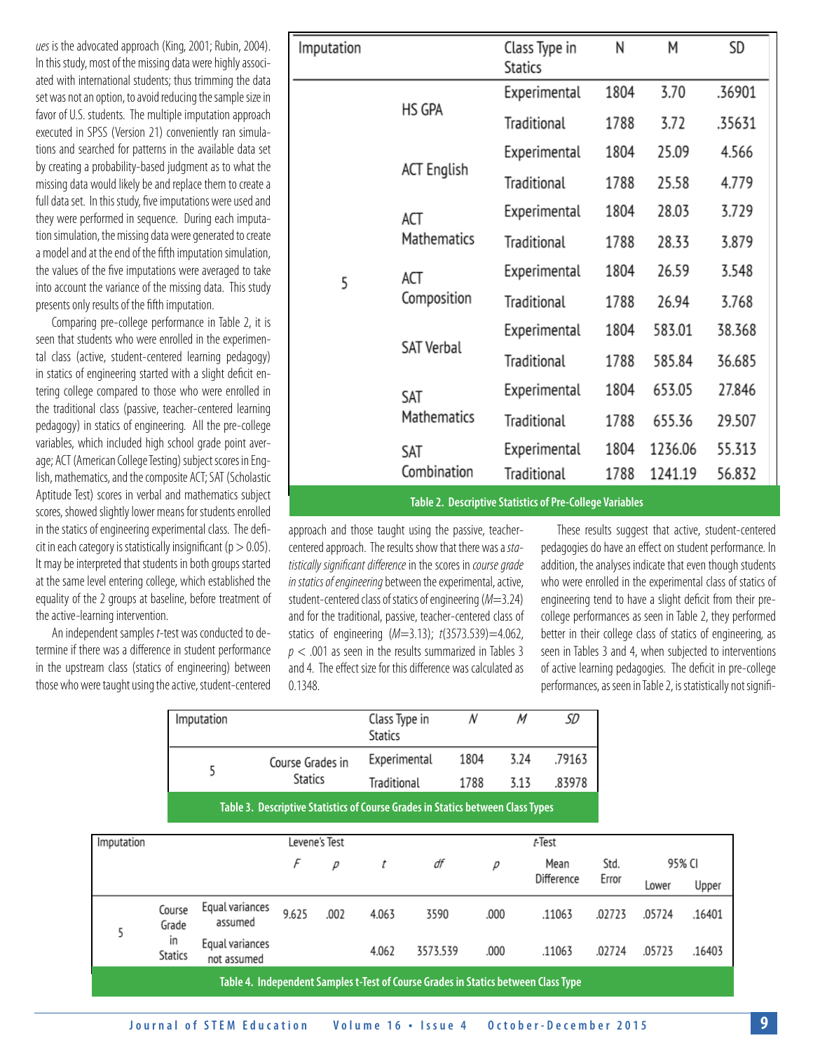*ues* is the advocated approach (King, 2001; Rubin, 2004). In this study, most of the missing data were highly associated with international students; thus trimming the data set was not an option, to avoid reducing the sample size in favor of U.S. students. The multiple imputation approach executed in SPSS (Version 21) conveniently ran simulations and searched for patterns in the available data set by creating a probability-based judgment as to what the missing data would likely be and replace them to create a full data set. In this study, five imputations were used and they were performed in sequence. During each imputation simulation, the missing data were generated to create a model and at the end of the fifth imputation simulation, the values of the five imputations were averaged to take into account the variance of the missing data. This study presents only results of the fifth imputation.

Comparing pre-college performance in Table 2, it is seen that students who were enrolled in the experimental class (active, student-centered learning pedagogy) in statics of engineering started with a slight deficit entering college compared to those who were enrolled in the traditional class (passive, teacher-centered learning pedagogy) in statics of engineering. All the pre-college variables, which included high school grade point average; ACT (American College Testing) subject scores in English, mathematics, and the composite ACT; SAT (Scholastic Aptitude Test) scores in verbal and mathematics subject scores, showed slightly lower means for students enrolled in the statics of engineering experimental class. The deficit in each category is statistically insignificant ($p > 0.05$). It may be interpreted that students in both groups started at the same level entering college, which established the equality of the 2 groups at baseline, before treatment of the active-learning intervention.

An independent samples *t*-test was conducted to determine if there was a difference in student performance in the upstream class (statics of engineering) between those who were taught using the active, student-centered approach and those taught using the passive, teacher-centered approach. The results show that there was a *statistically significant difference* in the scores in *course grade in statics of engineering* between the experimental, active, student-centered class of statics of engineering ($M$=3.24) and for the traditional, passive, teacher-centered class of statics of engineering ($M$=3.13); $t(3573.539)=4.062$, $p < .001$ as seen in the results summarized in Tables 3 and 4. The effect size for this difference was calculated as 0.1348.

These results suggest that active, student-centered pedagogies do have an effect on student performance. In addition, the analyses indicate that even though students who were enrolled in the experimental class of statics of engineering tend to have a slight deficit from their pre-college performances as seen in Table 2, they performed better in their college class of statics of engineering, as seen in Tables 3 and 4, when subjected to interventions of active learning pedagogies. The deficit in pre-college performances, as seen in Table 2, is statistically not signifi-

| Imputation | | Class Type in Statics | N | M | SD |
|---|---|---|---|---|---|
| 5 | HS GPA | Experimental | 1804 | 3.70 | .36901 |
| | | Traditional | 1788 | 3.72 | .35631 |
| | ACT English | Experimental | 1804 | 25.09 | 4.566 |
| | | Traditional | 1788 | 25.58 | 4.779 |
| | ACT Mathematics | Experimental | 1804 | 28.03 | 3.729 |
| | | Traditional | 1788 | 28.33 | 3.879 |
| | ACT Composition | Experimental | 1804 | 26.59 | 3.548 |
| | | Traditional | 1788 | 26.94 | 3.768 |
| | SAT Verbal | Experimental | 1804 | 583.01 | 38.368 |
| | | Traditional | 1788 | 585.84 | 36.685 |
| | SAT Mathematics | Experimental | 1804 | 653.05 | 27.846 |
| | | Traditional | 1788 | 655.36 | 29.507 |
| | SAT Combination | Experimental | 1804 | 1236.06 | 55.313 |
| | | Traditional | 1788 | 1241.19 | 56.832 |

**Table 2. Descriptive Statistics of Pre-College Variables**

| Imputation | | Class Type in Statics | *N* | *M* | *SD* |
|---|---|---|---|---|---|
| 5 | Course Grades in Statics | Experimental | 1804 | 3.24 | .79163 |
| | | Traditional | 1788 | 3.13 | .83978 |

**Table 3. Descriptive Statistics of Course Grades in Statics between Class Types**

| Imputation | | | Levene's Test | | *t*-Test | | | | | | |
|---|---|---|---|---|---|---|---|---|---|---|---|
| | | | *F* | *p* | *t* | *df* | *p* | Mean Difference | Std. Error | 95% CI Lower | 95% CI Upper |
| 5 | Course Grade in Statics | Equal variances assumed | 9.625 | .002 | 4.063 | 3590 | .000 | .11063 | .02723 | .05724 | .16401 |
| | | Equal variances not assumed | | | 4.062 | 3573.539 | .000 | .11063 | .02724 | .05723 | .16403 |

**Table 4. Independent Samples t-Test of Course Grades in Statics between Class Type**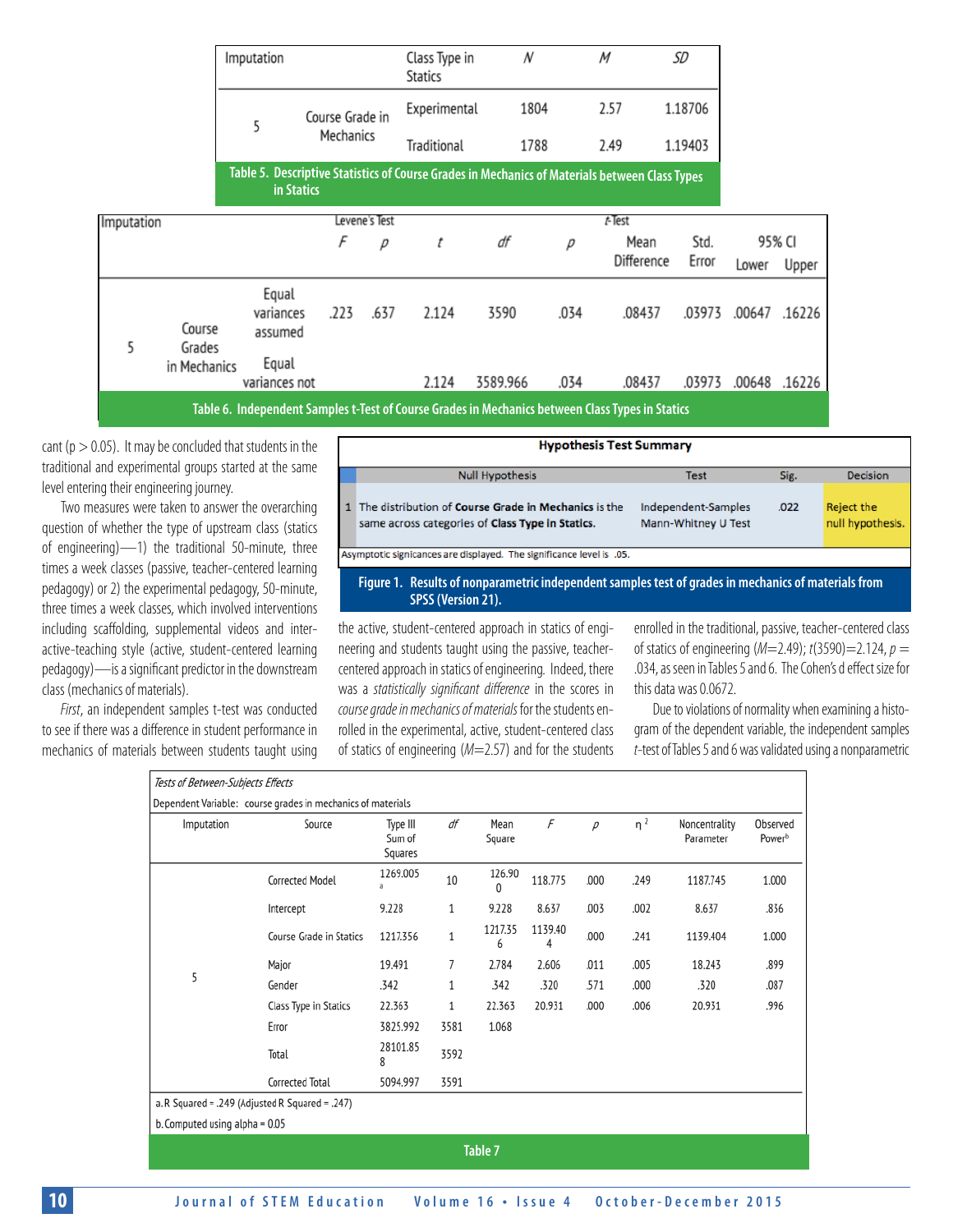| Imputation | | Class Type in Statics | $N$ | $M$ | $SD$ |
|---|---|---|---|---|---|
| 5 | Course Grade in Mechanics | Experimental | 1804 | 2.57 | 1.18706 |
| | | Traditional | 1788 | 2.49 | 1.19403 |

**Table 5. Descriptive Statistics of Course Grades in Mechanics of Materials between Class Types in Statics**

| Imputation | | | Levene's Test | | t-Test | | | | | | |
|---|---|---|---|---|---|---|---|---|---|---|---|
| | | | $F$ | $p$ | $t$ | $df$ | $p$ | Mean Difference | Std. Error | 95% CI Lower | 95% CI Upper |
| 5 | Course Grades in Mechanics | Equal variances assumed | .223 | .637 | 2.124 | 3590 | .034 | .08437 | .03973 | .00647 | .16226 |
| | | Equal variances not | | | 2.124 | 3589.966 | .034 | .08437 | .03973 | .00648 | .16226 |

**Table 6. Independent Samples t-Test of Course Grades in Mechanics between Class Types in Statics**

cant ($p > 0.05$). It may be concluded that students in the traditional and experimental groups started at the same level entering their engineering journey.

Two measures were taken to answer the overarching question of whether the type of upstream class (statics of engineering)—1) the traditional 50-minute, three times a week classes (passive, teacher-centered learning pedagogy) or 2) the experimental pedagogy, 50-minute, three times a week classes, which involved interventions including scaffolding, supplemental videos and interactive-teaching style (active, student-centered learning pedagogy)—is a significant predictor in the downstream class (mechanics of materials).

*First*, an independent samples t-test was conducted to see if there was a difference in student performance in mechanics of materials between students taught using the active, student-centered approach in statics of engineering and students taught using the passive, teacher-centered approach in statics of engineering. Indeed, there was a *statistically significant difference* in the scores in *course grade in mechanics of materials* for the students enrolled in the experimental, active, student-centered class of statics of engineering ($M$=2.57) and for the students enrolled in the traditional, passive, teacher-centered class of statics of engineering ($M$=2.49); $t(3590)=2.124$, $p = .034$, as seen in Tables 5 and 6. The Cohen's d effect size for this data was 0.0672.

| Hypothesis Test Summary | | | | |
|---|---|---|---|---|
| | Null Hypothesis | Test | Sig. | Decision |
| 1 | The distribution of **Course Grade in Mechanics** is the same across categories of **Class Type in Statics.** | Independent-Samples Mann-Whitney U Test | .022 | Reject the null hypothesis. |

Asymptotic signicances are displayed. The significance level is .05.

**Figure 1. Results of nonparametric independent samples test of grades in mechanics of materials from SPSS (Version 21).**

Due to violations of normality when examining a histogram of the dependent variable, the independent samples *t*-test of Tables 5 and 6 was validated using a nonparametric

*Tests of Between-Subjects Effects*

Dependent Variable: course grades in mechanics of materials

| Imputation | Source | Type III Sum of Squares | $df$ | Mean Square | $F$ | $p$ | $\eta^2$ | Noncentrality Parameter | Observed Power[b] |
|---|---|---|---|---|---|---|---|---|---|
| 5 | Corrected Model | 1269.005[a] | 10 | 126.900 | 118.775 | .000 | .249 | 1187.745 | 1.000 |
| | Intercept | 9.228 | 1 | 9.228 | 8.637 | .003 | .002 | 8.637 | .836 |
| | Course Grade in Statics | 1217.356 | 1 | 1217.356 | 1139.404 | .000 | .241 | 1139.404 | 1.000 |
| | Major | 19.491 | 7 | 2.784 | 2.606 | .011 | .005 | 18.243 | .899 |
| | Gender | .342 | 1 | .342 | .320 | .571 | .000 | .320 | .087 |
| | Class Type in Statics | 22.363 | 1 | 22.363 | 20.931 | .000 | .006 | 20.931 | .996 |
| | Error | 3825.992 | 3581 | 1.068 | | | | | |
| | Total | 28101.858 | 3592 | | | | | | |
| | Corrected Total | 5094.997 | 3591 | | | | | | |

a. R Squared = .249 (Adjusted R Squared = .247)

b. Computed using alpha = 0.05

**Table 7**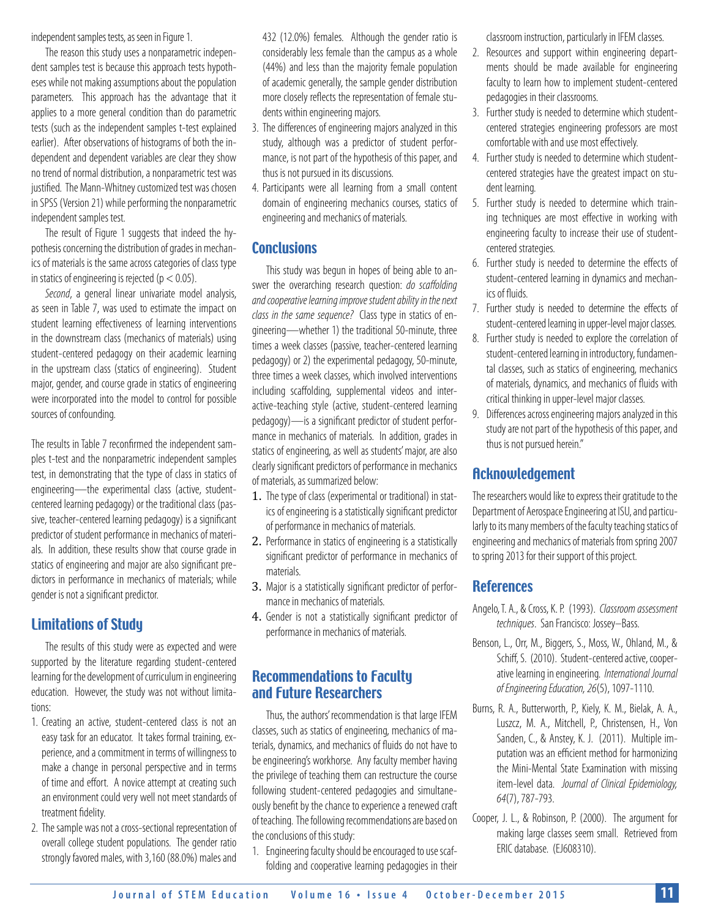independent samples tests, as seen in Figure 1.

The reason this study uses a nonparametric independent samples test is because this approach tests hypotheses while not making assumptions about the population parameters. This approach has the advantage that it applies to a more general condition than do parametric tests (such as the independent samples t-test explained earlier). After observations of histograms of both the independent and dependent variables are clear they show no trend of normal distribution, a nonparametric test was justified. The Mann-Whitney customized test was chosen in SPSS (Version 21) while performing the nonparametric independent samples test.

The result of Figure 1 suggests that indeed the hypothesis concerning the distribution of grades in mechanics of materials is the same across categories of class type in statics of engineering is rejected ($p < 0.05$).

*Second*, a general linear univariate model analysis, as seen in Table 7, was used to estimate the impact on student learning effectiveness of learning interventions in the downstream class (mechanics of materials) using student-centered pedagogy on their academic learning in the upstream class (statics of engineering). Student major, gender, and course grade in statics of engineering were incorporated into the model to control for possible sources of confounding.

The results in Table 7 reconfirmed the independent samples t-test and the nonparametric independent samples test, in demonstrating that the type of class in statics of engineering—the experimental class (active, student-centered learning pedagogy) or the traditional class (passive, teacher-centered learning pedagogy) is a significant predictor of student performance in mechanics of materials. In addition, these results show that course grade in statics of engineering and major are also significant predictors in performance in mechanics of materials; while gender is not a significant predictor.

## Limitations of Study

The results of this study were as expected and were supported by the literature regarding student-centered learning for the development of curriculum in engineering education. However, the study was not without limitations:

1. Creating an active, student-centered class is not an easy task for an educator. It takes formal training, experience, and a commitment in terms of willingness to make a change in personal perspective and in terms of time and effort. A novice attempt at creating such an environment could very well not meet standards of treatment fidelity.
2. The sample was not a cross-sectional representation of overall college student populations. The gender ratio strongly favored males, with 3,160 (88.0%) males and 432 (12.0%) females. Although the gender ratio is considerably less female than the campus as a whole (44%) and less than the majority female population of academic generally, the sample gender distribution more closely reflects the representation of female students within engineering majors.
3. The differences of engineering majors analyzed in this study, although was a predictor of student performance, is not part of the hypothesis of this paper, and thus is not pursued in its discussions.
4. Participants were all learning from a small content domain of engineering mechanics courses, statics of engineering and mechanics of materials.

## Conclusions

This study was begun in hopes of being able to answer the overarching research question: *do scaffolding and cooperative learning improve student ability in the next class in the same sequence?* Class type in statics of engineering—whether 1) the traditional 50-minute, three times a week classes (passive, teacher-centered learning pedagogy) or 2) the experimental pedagogy, 50-minute, three times a week classes, which involved interventions including scaffolding, supplemental videos and interactive-teaching style (active, student-centered learning pedagogy)—is a significant predictor of student performance in mechanics of materials. In addition, grades in statics of engineering, as well as students' major, are also clearly significant predictors of performance in mechanics of materials, as summarized below:

1. The type of class (experimental or traditional) in statics of engineering is a statistically significant predictor of performance in mechanics of materials.
2. Performance in statics of engineering is a statistically significant predictor of performance in mechanics of materials.
3. Major is a statistically significant predictor of performance in mechanics of materials.
4. Gender is not a statistically significant predictor of performance in mechanics of materials.

## Recommendations to Faculty and Future Researchers

Thus, the authors' recommendation is that large IFEM classes, such as statics of engineering, mechanics of materials, dynamics, and mechanics of fluids do not have to be engineering's workhorse. Any faculty member having the privilege of teaching them can restructure the course following student-centered pedagogies and simultaneously benefit by the chance to experience a renewed craft of teaching. The following recommendations are based on the conclusions of this study:

1. Engineering faculty should be encouraged to use scaffolding and cooperative learning pedagogies in their classroom instruction, particularly in IFEM classes.
2. Resources and support within engineering departments should be made available for engineering faculty to learn how to implement student-centered pedagogies in their classrooms.
3. Further study is needed to determine which student-centered strategies engineering professors are most comfortable with and use most effectively.
4. Further study is needed to determine which student-centered strategies have the greatest impact on student learning.
5. Further study is needed to determine which training techniques are most effective in working with engineering faculty to increase their use of student-centered strategies.
6. Further study is needed to determine the effects of student-centered learning in dynamics and mechanics of fluids.
7. Further study is needed to determine the effects of student-centered learning in upper-level major classes.
8. Further study is needed to explore the correlation of student-centered learning in introductory, fundamental classes, such as statics of engineering, mechanics of materials, dynamics, and mechanics of fluids with critical thinking in upper-level major classes.
9. Differences across engineering majors analyzed in this study are not part of the hypothesis of this paper, and thus is not pursued herein."

## Acknowledgement

The researchers would like to express their gratitude to the Department of Aerospace Engineering at ISU, and particularly to its many members of the faculty teaching statics of engineering and mechanics of materials from spring 2007 to spring 2013 for their support of this project.

## References

Angelo, T. A., & Cross, K. P. (1993). *Classroom assessment techniques*. San Francisco: Jossey–Bass.

Benson, L., Orr, M., Biggers, S., Moss, W., Ohland, M., & Schiff, S. (2010). Student-centered active, cooperative learning in engineering. *International Journal of Engineering Education, 26*(5), 1097-1110.

Burns, R. A., Butterworth, P., Kiely, K. M., Bielak, A. A., Luszcz, M. A., Mitchell, P., Christensen, H., Von Sanden, C., & Anstey, K. J. (2011). Multiple imputation was an efficient method for harmonizing the Mini-Mental State Examination with missing item-level data. *Journal of Clinical Epidemiology, 64*(7), 787-793.

Cooper, J. L., & Robinson, P. (2000). The argument for making large classes seem small. Retrieved from ERIC database. (EJ608310).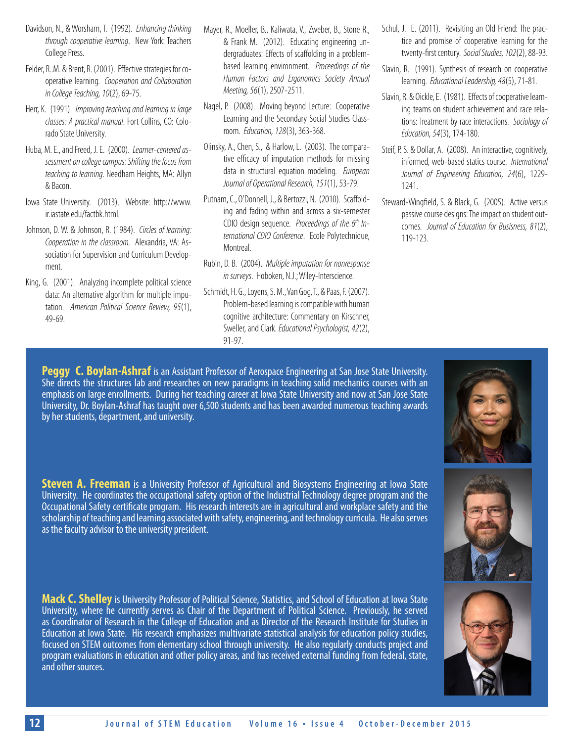Davidson, N., & Worsham, T. (1992). *Enhancing thinking through cooperative learning*. New York: Teachers College Press.

Felder, R..M. & Brent, R. (2001). Effective strategies for cooperative learning. *Cooperation and Collaboration in College Teaching, 10*(2), 69-75.

Herr, K. (1991). *Improving teaching and learning in large classes: A practical manual*. Fort Collins, CO: Colorado State University.

Huba, M. E., and Freed, J. E. (2000). *Learner-centered assessment on college campus: Shifting the focus from teaching to learning*. Needham Heights, MA: Allyn & Bacon.

Iowa State University. (2013). Website: http://www.ir.iastate.edu/factbk.html.

Johnson, D. W. & Johnson, R. (1984). *Circles of learning: Cooperation in the classroom*. Alexandria, VA: Association for Supervision and Curriculum Development.

King, G. (2001). Analyzing incomplete political science data: An alternative algorithm for multiple imputation. *American Political Science Review, 95*(1), 49-69.

Mayer, R., Moeller, B., Kaliwata, V., Zweber, B., Stone R., & Frank M. (2012). Educating engineering undergraduates: Effects of scaffolding in a problem-based learning environment. *Proceedings of the Human Factors and Ergonomics Society Annual Meeting, 56*(1), 2507-2511.

Nagel, P. (2008). Moving beyond Lecture: Cooperative Learning and the Secondary Social Studies Classroom. *Education, 128*(3), 363-368.

Olinsky, A., Chen, S., & Harlow, L. (2003). The comparative efficacy of imputation methods for missing data in structural equation modeling. *European Journal of Operational Research, 151*(1), 53-79.

Putnam, C., O'Donnell, J., & Bertozzi, N. (2010). Scaffolding and fading within and across a six-semester CDIO design sequence. *Proceedings of the 6th International CDIO Conference*. Ecole Polytechnique, Montreal.

Rubin, D. B. (2004). *Multiple imputation for nonresponse in surveys*. Hoboken, N.J.; Wiley-Interscience.

Schmidt, H. G., Loyens, S. M., Van Gog, T., & Paas, F. (2007). Problem-based learning is compatible with human cognitive architecture: Commentary on Kirschner, Sweller, and Clark. *Educational Psychologist, 42*(2), 91-97.

Schul, J. E. (2011). Revisiting an Old Friend: The practice and promise of cooperative learning for the twenty-first century. *Social Studies, 102*(2), 88-93.

Slavin, R. (1991). Synthesis of research on cooperative learning. *Educational Leadership, 48*(5), 71-81.

Slavin, R. & Oickle, E. (1981). Effects of cooperative learning teams on student achievement and race relations: Treatment by race interactions. *Sociology of Education, 54*(3), 174-180.

Steif, P. S. & Dollar, A. (2008). An interactive, cognitively, informed, web-based statics course. *International Journal of Engineering Education, 24*(6), 1229-1241.

Steward-Wingfield, S. & Black, G. (2005). Active versus passive course designs: The impact on student outcomes. *Journal of Education for Busisness, 81*(2), 119-123.

**Peggy C. Boylan-Ashraf** is an Assistant Professor of Aerospace Engineering at San Jose State University. She directs the structures lab and researches on new paradigms in teaching solid mechanics courses with an emphasis on large enrollments. During her teaching career at Iowa State University and now at San Jose State University, Dr. Boylan-Ashraf has taught over 6,500 students and has been awarded numerous teaching awards by her students, department, and university.

**Steven A. Freeman** is a University Professor of Agricultural and Biosystems Engineering at Iowa State University. He coordinates the occupational safety option of the Industrial Technology degree program and the Occupational Safety certificate program. His research interests are in agricultural and workplace safety and the scholarship of teaching and learning associated with safety, engineering, and technology curricula. He also serves as the faculty advisor to the university president.

**Mack C. Shelley** is University Professor of Political Science, Statistics, and School of Education at Iowa State University, where he currently serves as Chair of the Department of Political Science. Previously, he served as Coordinator of Research in the College of Education and as Director of the Research Institute for Studies in Education at Iowa State. His research emphasizes multivariate statistical analysis for education policy studies, focused on STEM outcomes from elementary school through university. He also regularly conducts project and program evaluations in education and other policy areas, and has received external funding from federal, state, and other sources.